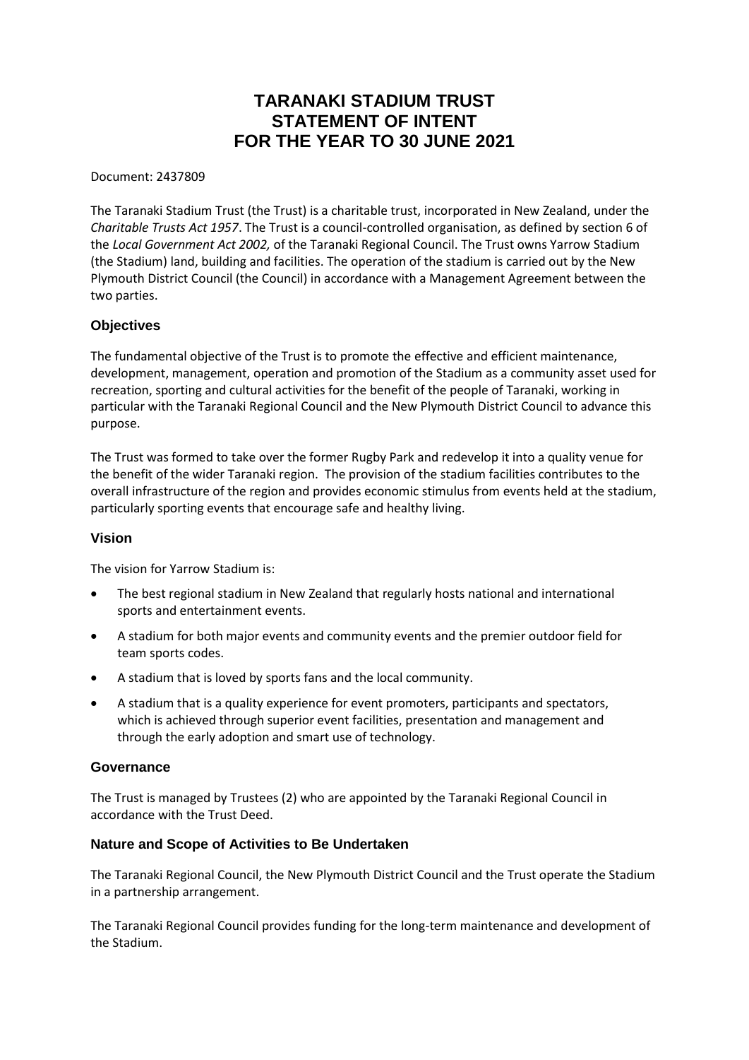# TARANAKI STADIUM TRUST
# STATEMENT OF INTENT
# FOR THE YEAR TO 30 JUNE 2021

Document: 2437809

The Taranaki Stadium Trust (the Trust) is a charitable trust, incorporated in New Zealand, under the *Charitable Trusts Act 1957*. The Trust is a council-controlled organisation, as defined by section 6 of the *Local Government Act 2002,* of the Taranaki Regional Council. The Trust owns Yarrow Stadium (the Stadium) land, building and facilities. The operation of the stadium is carried out by the New Plymouth District Council (the Council) in accordance with a Management Agreement between the two parties.

## Objectives

The fundamental objective of the Trust is to promote the effective and efficient maintenance, development, management, operation and promotion of the Stadium as a community asset used for recreation, sporting and cultural activities for the benefit of the people of Taranaki, working in particular with the Taranaki Regional Council and the New Plymouth District Council to advance this purpose.

The Trust was formed to take over the former Rugby Park and redevelop it into a quality venue for the benefit of the wider Taranaki region. The provision of the stadium facilities contributes to the overall infrastructure of the region and provides economic stimulus from events held at the stadium, particularly sporting events that encourage safe and healthy living.

## Vision

The vision for Yarrow Stadium is:

- The best regional stadium in New Zealand that regularly hosts national and international sports and entertainment events.
- A stadium for both major events and community events and the premier outdoor field for team sports codes.
- A stadium that is loved by sports fans and the local community.
- A stadium that is a quality experience for event promoters, participants and spectators, which is achieved through superior event facilities, presentation and management and through the early adoption and smart use of technology.

## Governance

The Trust is managed by Trustees (2) who are appointed by the Taranaki Regional Council in accordance with the Trust Deed.

## Nature and Scope of Activities to Be Undertaken

The Taranaki Regional Council, the New Plymouth District Council and the Trust operate the Stadium in a partnership arrangement.

The Taranaki Regional Council provides funding for the long-term maintenance and development of the Stadium.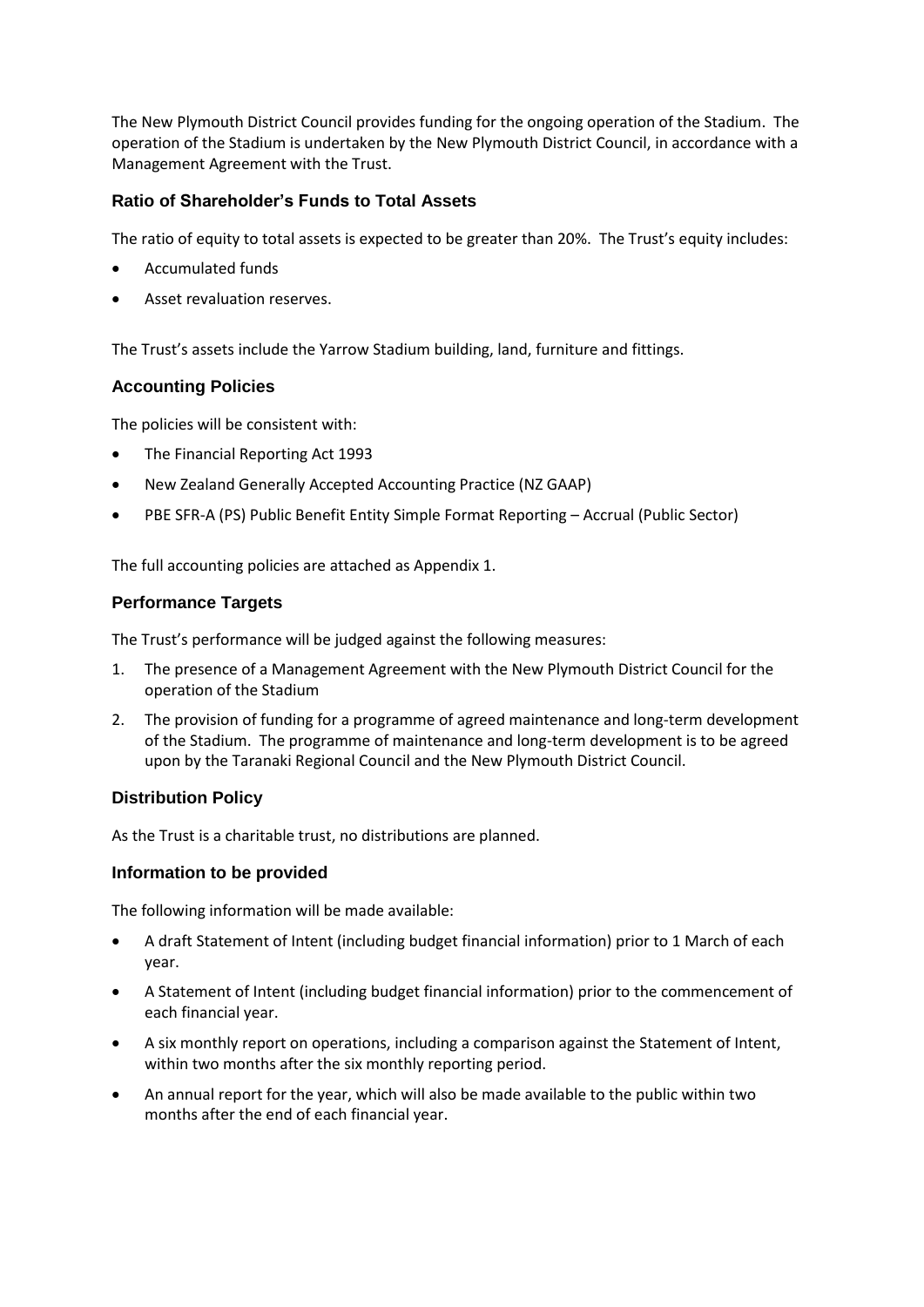The New Plymouth District Council provides funding for the ongoing operation of the Stadium. The operation of the Stadium is undertaken by the New Plymouth District Council, in accordance with a Management Agreement with the Trust.

### Ratio of Shareholder's Funds to Total Assets

The ratio of equity to total assets is expected to be greater than 20%. The Trust's equity includes:

- Accumulated funds
- Asset revaluation reserves.

The Trust's assets include the Yarrow Stadium building, land, furniture and fittings.

### Accounting Policies

The policies will be consistent with:

- The Financial Reporting Act 1993
- New Zealand Generally Accepted Accounting Practice (NZ GAAP)
- PBE SFR-A (PS) Public Benefit Entity Simple Format Reporting – Accrual (Public Sector)

The full accounting policies are attached as Appendix 1.

### Performance Targets

The Trust's performance will be judged against the following measures:

1. The presence of a Management Agreement with the New Plymouth District Council for the operation of the Stadium
2. The provision of funding for a programme of agreed maintenance and long-term development of the Stadium. The programme of maintenance and long-term development is to be agreed upon by the Taranaki Regional Council and the New Plymouth District Council.

### Distribution Policy

As the Trust is a charitable trust, no distributions are planned.

### Information to be provided

The following information will be made available:

- A draft Statement of Intent (including budget financial information) prior to 1 March of each year.
- A Statement of Intent (including budget financial information) prior to the commencement of each financial year.
- A six monthly report on operations, including a comparison against the Statement of Intent, within two months after the six monthly reporting period.
- An annual report for the year, which will also be made available to the public within two months after the end of each financial year.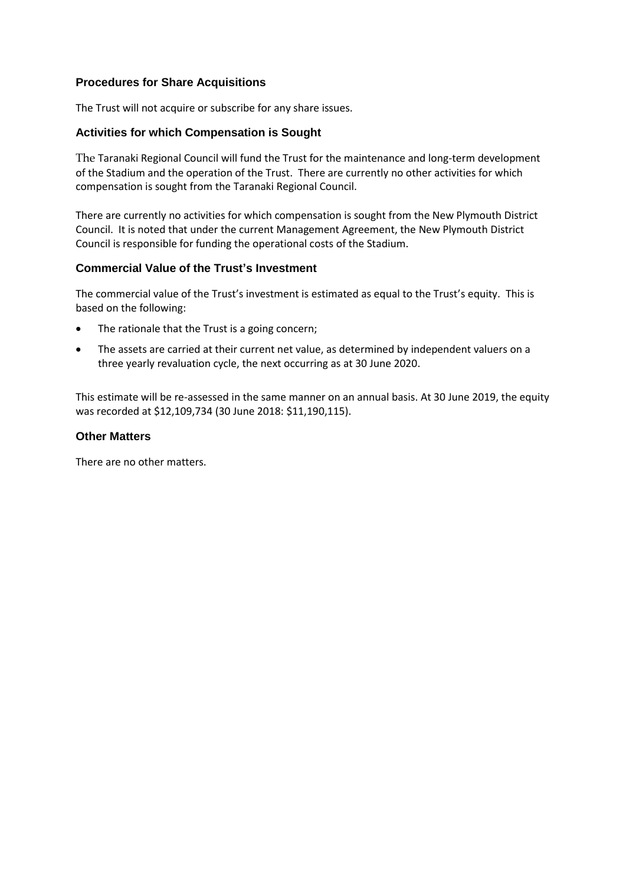### Procedures for Share Acquisitions

The Trust will not acquire or subscribe for any share issues.

### Activities for which Compensation is Sought

The Taranaki Regional Council will fund the Trust for the maintenance and long-term development of the Stadium and the operation of the Trust. There are currently no other activities for which compensation is sought from the Taranaki Regional Council.

There are currently no activities for which compensation is sought from the New Plymouth District Council. It is noted that under the current Management Agreement, the New Plymouth District Council is responsible for funding the operational costs of the Stadium.

### Commercial Value of the Trust's Investment

The commercial value of the Trust's investment is estimated as equal to the Trust's equity. This is based on the following:

- The rationale that the Trust is a going concern;
- The assets are carried at their current net value, as determined by independent valuers on a three yearly revaluation cycle, the next occurring as at 30 June 2020.

This estimate will be re-assessed in the same manner on an annual basis. At 30 June 2019, the equity was recorded at $12,109,734 (30 June 2018: $11,190,115).

### Other Matters

There are no other matters.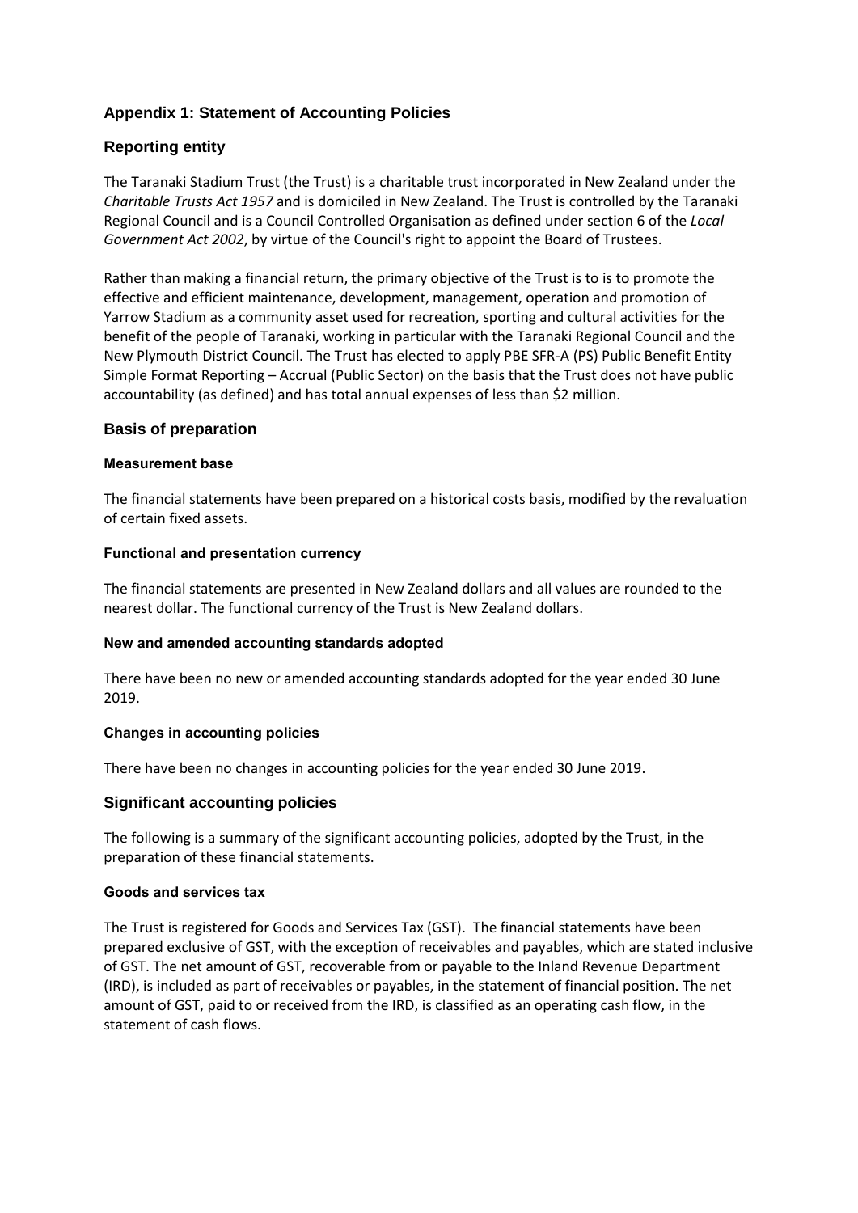## Appendix 1: Statement of Accounting Policies

### Reporting entity

The Taranaki Stadium Trust (the Trust) is a charitable trust incorporated in New Zealand under the *Charitable Trusts Act 1957* and is domiciled in New Zealand. The Trust is controlled by the Taranaki Regional Council and is a Council Controlled Organisation as defined under section 6 of the *Local Government Act 2002*, by virtue of the Council's right to appoint the Board of Trustees.

Rather than making a financial return, the primary objective of the Trust is to is to promote the effective and efficient maintenance, development, management, operation and promotion of Yarrow Stadium as a community asset used for recreation, sporting and cultural activities for the benefit of the people of Taranaki, working in particular with the Taranaki Regional Council and the New Plymouth District Council. The Trust has elected to apply PBE SFR-A (PS) Public Benefit Entity Simple Format Reporting – Accrual (Public Sector) on the basis that the Trust does not have public accountability (as defined) and has total annual expenses of less than $2 million.

### Basis of preparation

#### Measurement base

The financial statements have been prepared on a historical costs basis, modified by the revaluation of certain fixed assets.

#### Functional and presentation currency

The financial statements are presented in New Zealand dollars and all values are rounded to the nearest dollar. The functional currency of the Trust is New Zealand dollars.

#### New and amended accounting standards adopted

There have been no new or amended accounting standards adopted for the year ended 30 June 2019.

#### Changes in accounting policies

There have been no changes in accounting policies for the year ended 30 June 2019.

### Significant accounting policies

The following is a summary of the significant accounting policies, adopted by the Trust, in the preparation of these financial statements.

#### Goods and services tax

The Trust is registered for Goods and Services Tax (GST). The financial statements have been prepared exclusive of GST, with the exception of receivables and payables, which are stated inclusive of GST. The net amount of GST, recoverable from or payable to the Inland Revenue Department (IRD), is included as part of receivables or payables, in the statement of financial position. The net amount of GST, paid to or received from the IRD, is classified as an operating cash flow, in the statement of cash flows.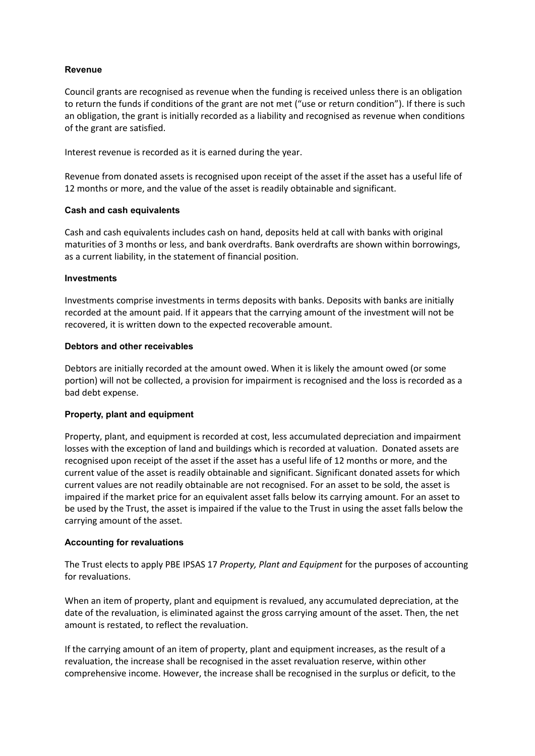**Revenue**

Council grants are recognised as revenue when the funding is received unless there is an obligation to return the funds if conditions of the grant are not met ("use or return condition"). If there is such an obligation, the grant is initially recorded as a liability and recognised as revenue when conditions of the grant are satisfied.

Interest revenue is recorded as it is earned during the year.

Revenue from donated assets is recognised upon receipt of the asset if the asset has a useful life of 12 months or more, and the value of the asset is readily obtainable and significant.

**Cash and cash equivalents**

Cash and cash equivalents includes cash on hand, deposits held at call with banks with original maturities of 3 months or less, and bank overdrafts. Bank overdrafts are shown within borrowings, as a current liability, in the statement of financial position.

**Investments**

Investments comprise investments in terms deposits with banks. Deposits with banks are initially recorded at the amount paid. If it appears that the carrying amount of the investment will not be recovered, it is written down to the expected recoverable amount.

**Debtors and other receivables**

Debtors are initially recorded at the amount owed. When it is likely the amount owed (or some portion) will not be collected, a provision for impairment is recognised and the loss is recorded as a bad debt expense.

**Property, plant and equipment**

Property, plant, and equipment is recorded at cost, less accumulated depreciation and impairment losses with the exception of land and buildings which is recorded at valuation. Donated assets are recognised upon receipt of the asset if the asset has a useful life of 12 months or more, and the current value of the asset is readily obtainable and significant. Significant donated assets for which current values are not readily obtainable are not recognised. For an asset to be sold, the asset is impaired if the market price for an equivalent asset falls below its carrying amount. For an asset to be used by the Trust, the asset is impaired if the value to the Trust in using the asset falls below the carrying amount of the asset.

**Accounting for revaluations**

The Trust elects to apply PBE IPSAS 17 *Property, Plant and Equipment* for the purposes of accounting for revaluations.

When an item of property, plant and equipment is revalued, any accumulated depreciation, at the date of the revaluation, is eliminated against the gross carrying amount of the asset. Then, the net amount is restated, to reflect the revaluation.

If the carrying amount of an item of property, plant and equipment increases, as the result of a revaluation, the increase shall be recognised in the asset revaluation reserve, within other comprehensive income. However, the increase shall be recognised in the surplus or deficit, to the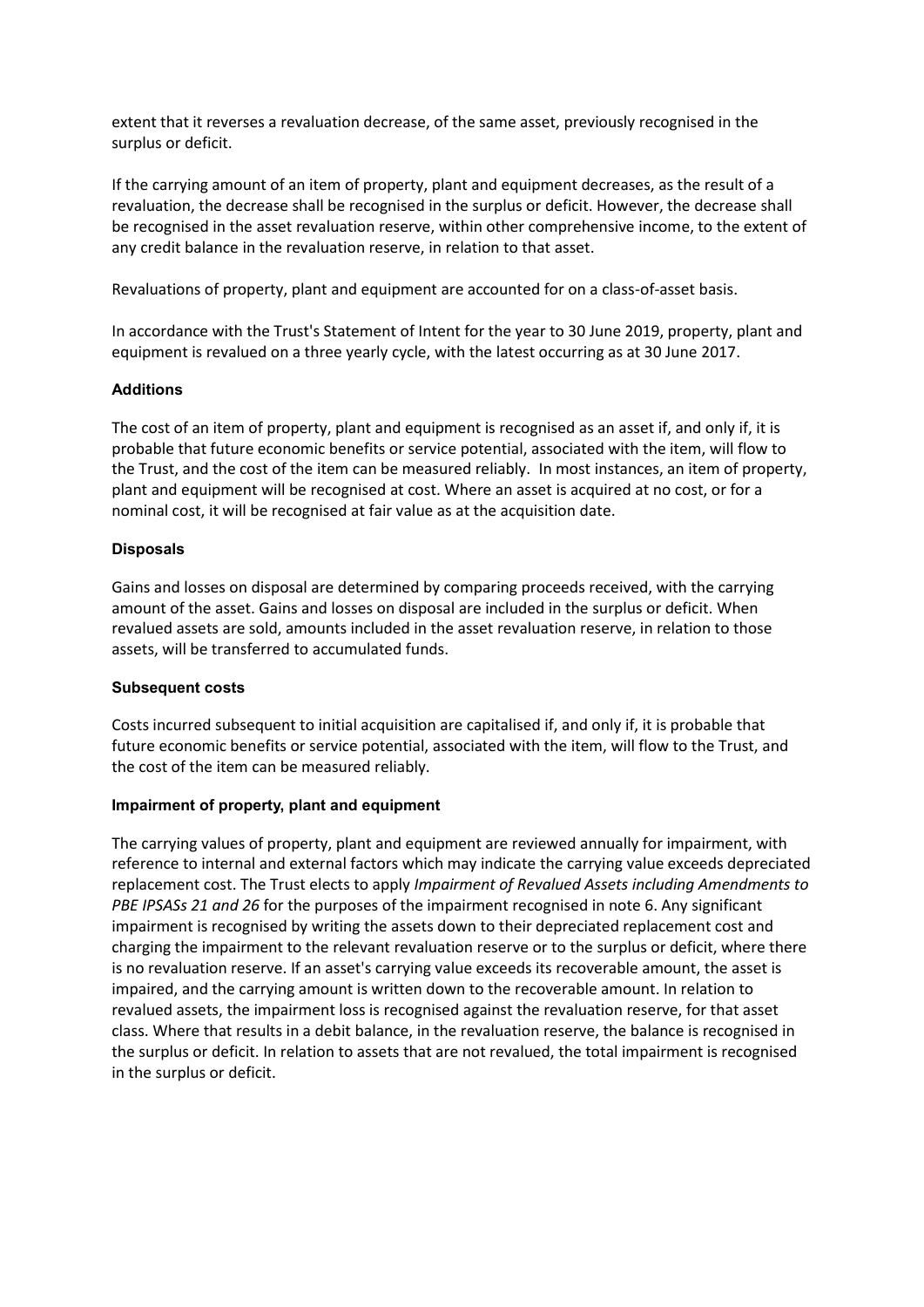extent that it reverses a revaluation decrease, of the same asset, previously recognised in the surplus or deficit.

If the carrying amount of an item of property, plant and equipment decreases, as the result of a revaluation, the decrease shall be recognised in the surplus or deficit. However, the decrease shall be recognised in the asset revaluation reserve, within other comprehensive income, to the extent of any credit balance in the revaluation reserve, in relation to that asset.

Revaluations of property, plant and equipment are accounted for on a class-of-asset basis.

In accordance with the Trust's Statement of Intent for the year to 30 June 2019, property, plant and equipment is revalued on a three yearly cycle, with the latest occurring as at 30 June 2017.

**Additions**

The cost of an item of property, plant and equipment is recognised as an asset if, and only if, it is probable that future economic benefits or service potential, associated with the item, will flow to the Trust, and the cost of the item can be measured reliably. In most instances, an item of property, plant and equipment will be recognised at cost. Where an asset is acquired at no cost, or for a nominal cost, it will be recognised at fair value as at the acquisition date.

**Disposals**

Gains and losses on disposal are determined by comparing proceeds received, with the carrying amount of the asset. Gains and losses on disposal are included in the surplus or deficit. When revalued assets are sold, amounts included in the asset revaluation reserve, in relation to those assets, will be transferred to accumulated funds.

**Subsequent costs**

Costs incurred subsequent to initial acquisition are capitalised if, and only if, it is probable that future economic benefits or service potential, associated with the item, will flow to the Trust, and the cost of the item can be measured reliably.

**Impairment of property, plant and equipment**

The carrying values of property, plant and equipment are reviewed annually for impairment, with reference to internal and external factors which may indicate the carrying value exceeds depreciated replacement cost. The Trust elects to apply *Impairment of Revalued Assets including Amendments to PBE IPSASs 21 and 26* for the purposes of the impairment recognised in note 6. Any significant impairment is recognised by writing the assets down to their depreciated replacement cost and charging the impairment to the relevant revaluation reserve or to the surplus or deficit, where there is no revaluation reserve. If an asset's carrying value exceeds its recoverable amount, the asset is impaired, and the carrying amount is written down to the recoverable amount. In relation to revalued assets, the impairment loss is recognised against the revaluation reserve, for that asset class. Where that results in a debit balance, in the revaluation reserve, the balance is recognised in the surplus or deficit. In relation to assets that are not revalued, the total impairment is recognised in the surplus or deficit.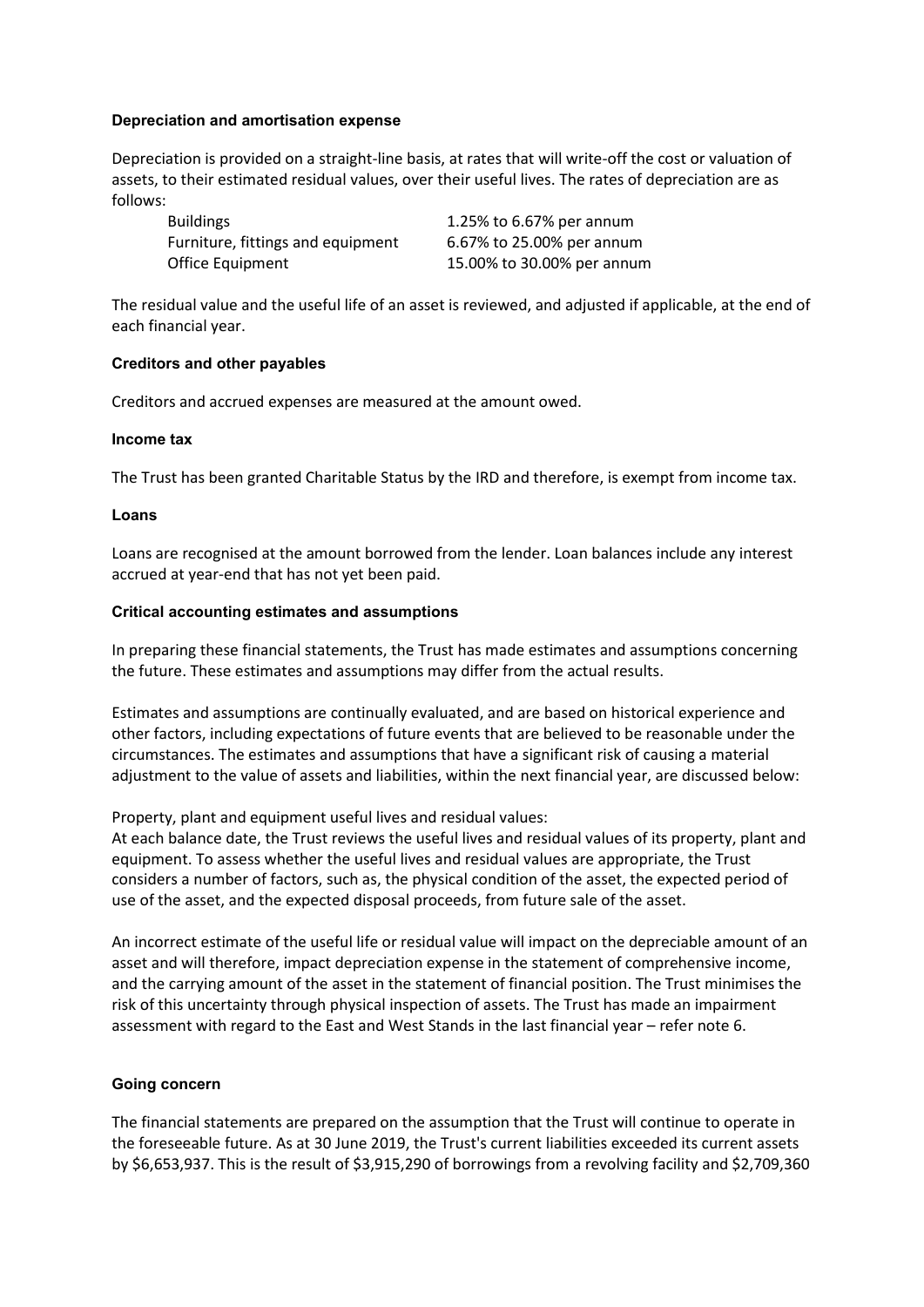#### Depreciation and amortisation expense

Depreciation is provided on a straight-line basis, at rates that will write-off the cost or valuation of assets, to their estimated residual values, over their useful lives. The rates of depreciation are as follows:

| | |
|---|---|
| Buildings | 1.25% to 6.67% per annum |
| Furniture, fittings and equipment | 6.67% to 25.00% per annum |
| Office Equipment | 15.00% to 30.00% per annum |

The residual value and the useful life of an asset is reviewed, and adjusted if applicable, at the end of each financial year.

#### Creditors and other payables

Creditors and accrued expenses are measured at the amount owed.

#### Income tax

The Trust has been granted Charitable Status by the IRD and therefore, is exempt from income tax.

#### Loans

Loans are recognised at the amount borrowed from the lender. Loan balances include any interest accrued at year-end that has not yet been paid.

#### Critical accounting estimates and assumptions

In preparing these financial statements, the Trust has made estimates and assumptions concerning the future. These estimates and assumptions may differ from the actual results.

Estimates and assumptions are continually evaluated, and are based on historical experience and other factors, including expectations of future events that are believed to be reasonable under the circumstances. The estimates and assumptions that have a significant risk of causing a material adjustment to the value of assets and liabilities, within the next financial year, are discussed below:

Property, plant and equipment useful lives and residual values:
At each balance date, the Trust reviews the useful lives and residual values of its property, plant and equipment. To assess whether the useful lives and residual values are appropriate, the Trust considers a number of factors, such as, the physical condition of the asset, the expected period of use of the asset, and the expected disposal proceeds, from future sale of the asset.

An incorrect estimate of the useful life or residual value will impact on the depreciable amount of an asset and will therefore, impact depreciation expense in the statement of comprehensive income, and the carrying amount of the asset in the statement of financial position. The Trust minimises the risk of this uncertainty through physical inspection of assets. The Trust has made an impairment assessment with regard to the East and West Stands in the last financial year – refer note 6.

#### Going concern

The financial statements are prepared on the assumption that the Trust will continue to operate in the foreseeable future. As at 30 June 2019, the Trust's current liabilities exceeded its current assets by $6,653,937. This is the result of $3,915,290 of borrowings from a revolving facility and $2,709,360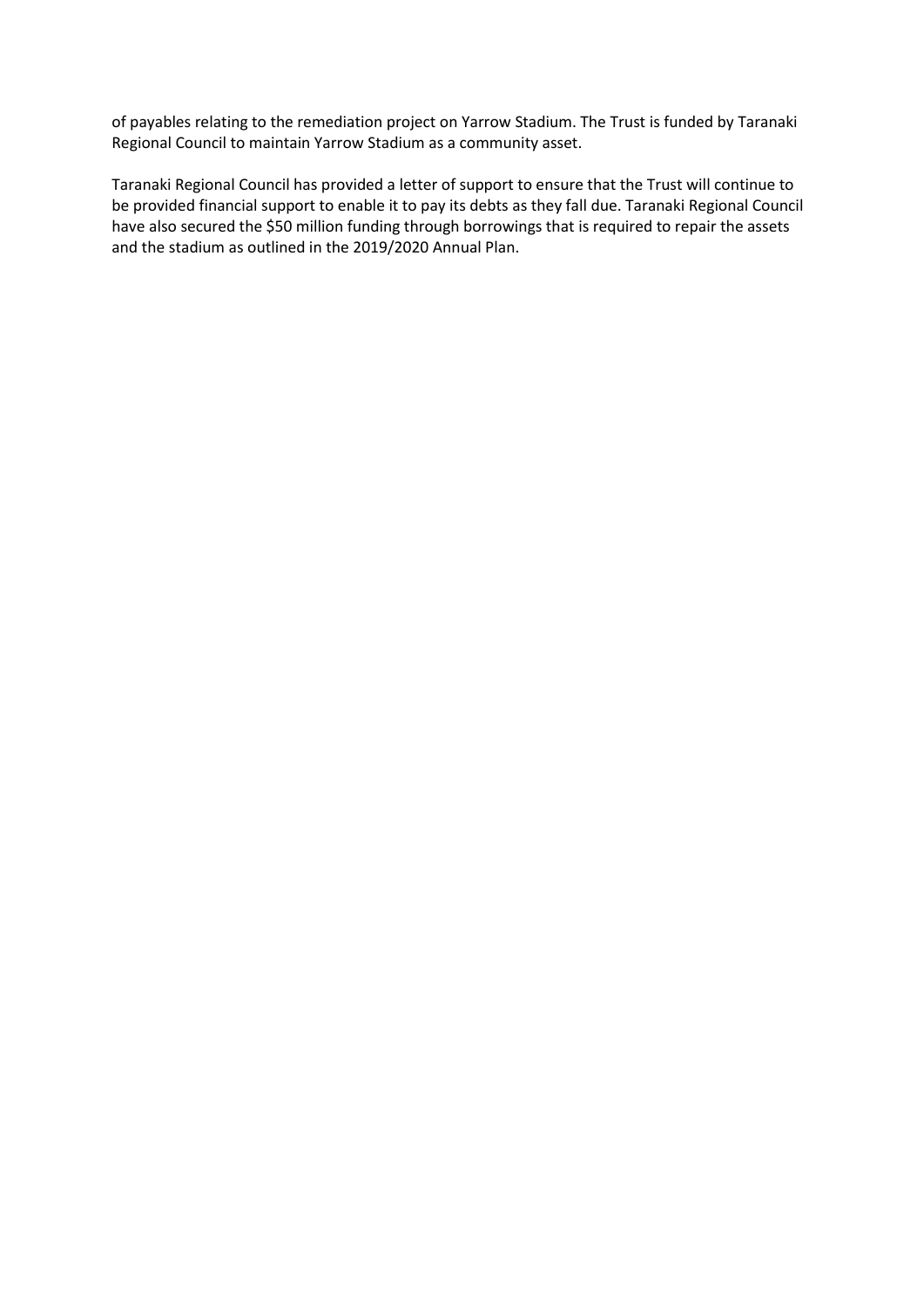of payables relating to the remediation project on Yarrow Stadium. The Trust is funded by Taranaki Regional Council to maintain Yarrow Stadium as a community asset.

Taranaki Regional Council has provided a letter of support to ensure that the Trust will continue to be provided financial support to enable it to pay its debts as they fall due. Taranaki Regional Council have also secured the $50 million funding through borrowings that is required to repair the assets and the stadium as outlined in the 2019/2020 Annual Plan.